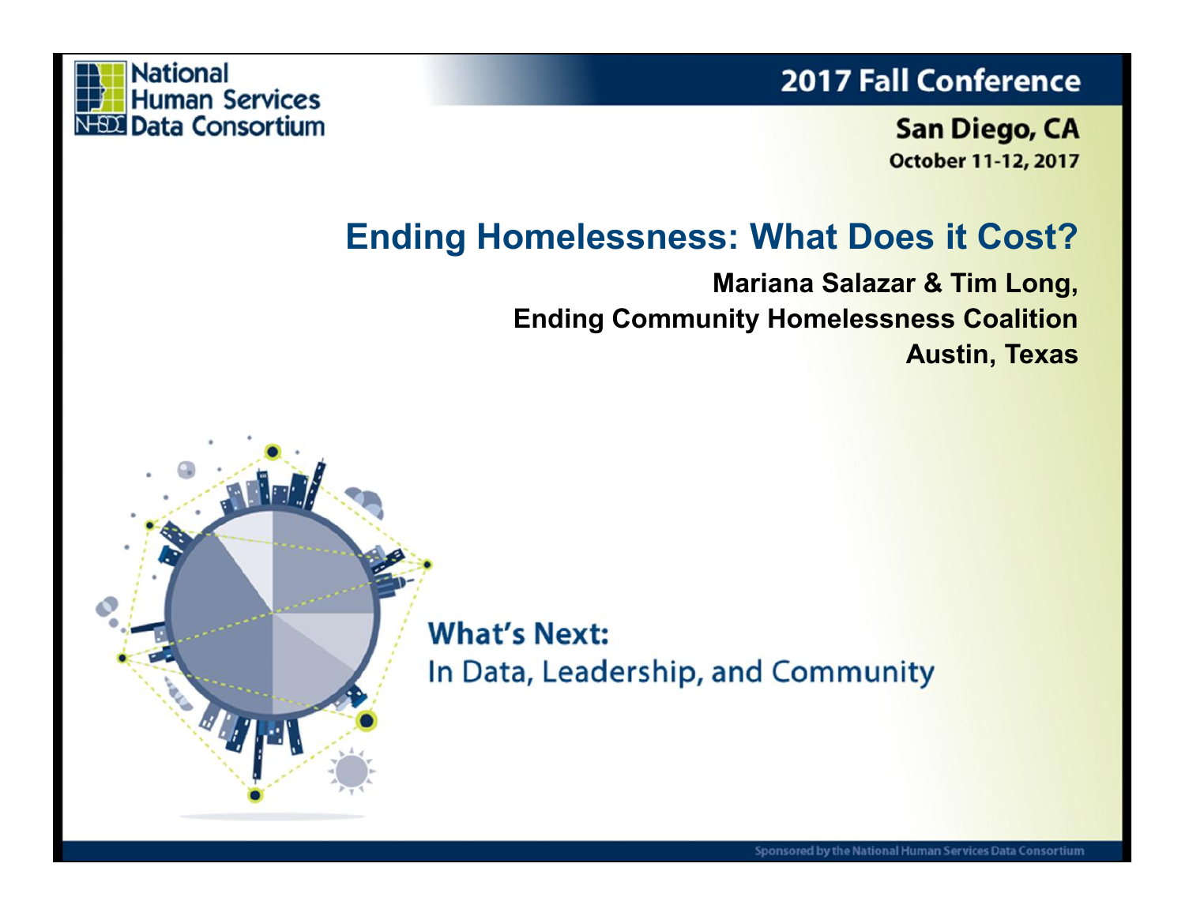National Human Services Data Consortium

2017 Fall Conference

San Diego, CA
October 11-12, 2017

# Ending Homelessness: What Does it Cost?

**Mariana Salazar & Tim Long,**
**Ending Community Homelessness Coalition**
**Austin, Texas**

**What's Next:**
In Data, Leadership, and Community

Sponsored by the National Human Services Data Consortium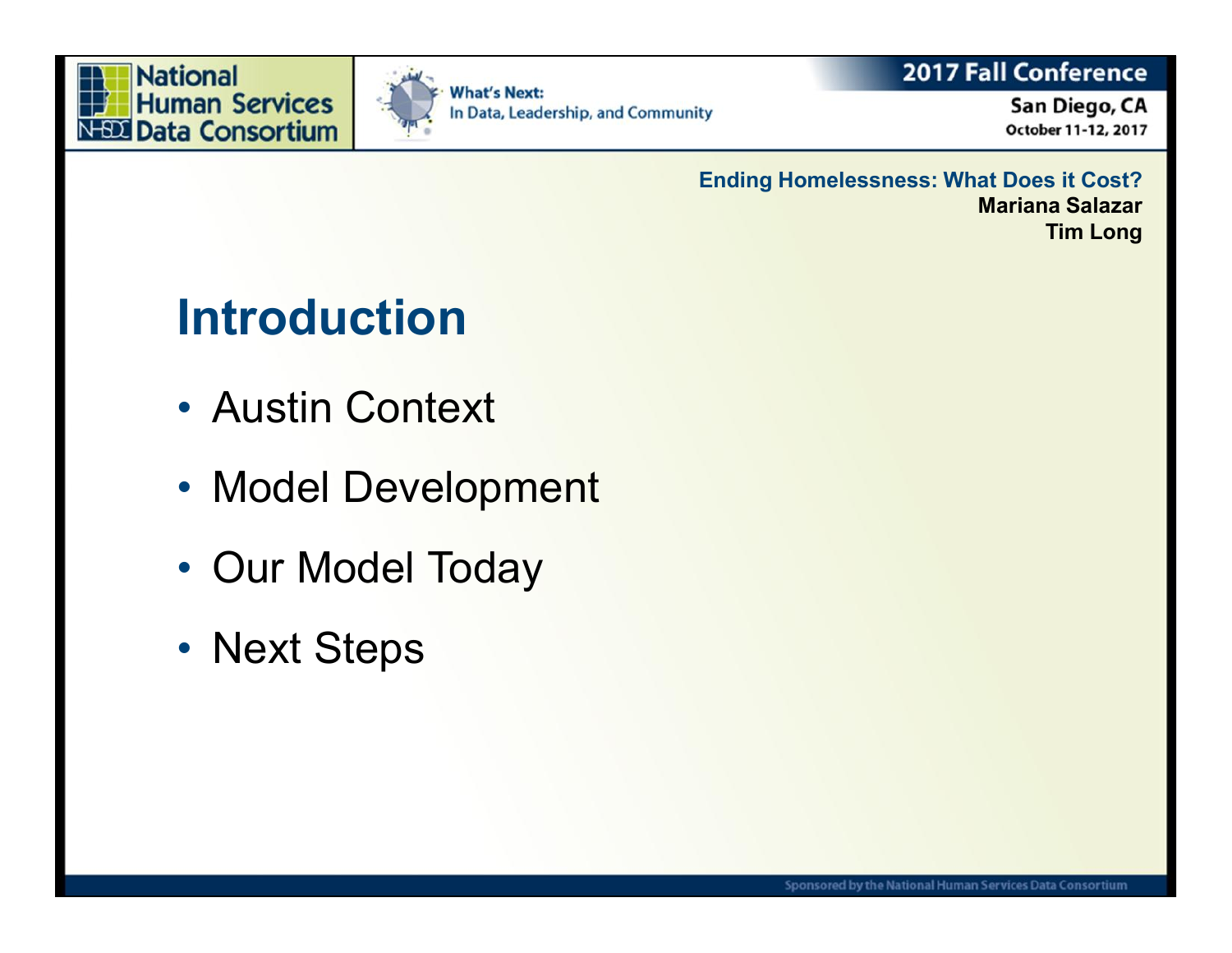**Ending Homelessness: What Does it Cost?**
**Mariana Salazar**
**Tim Long**

# Introduction

- Austin Context
- Model Development
- Our Model Today
- Next Steps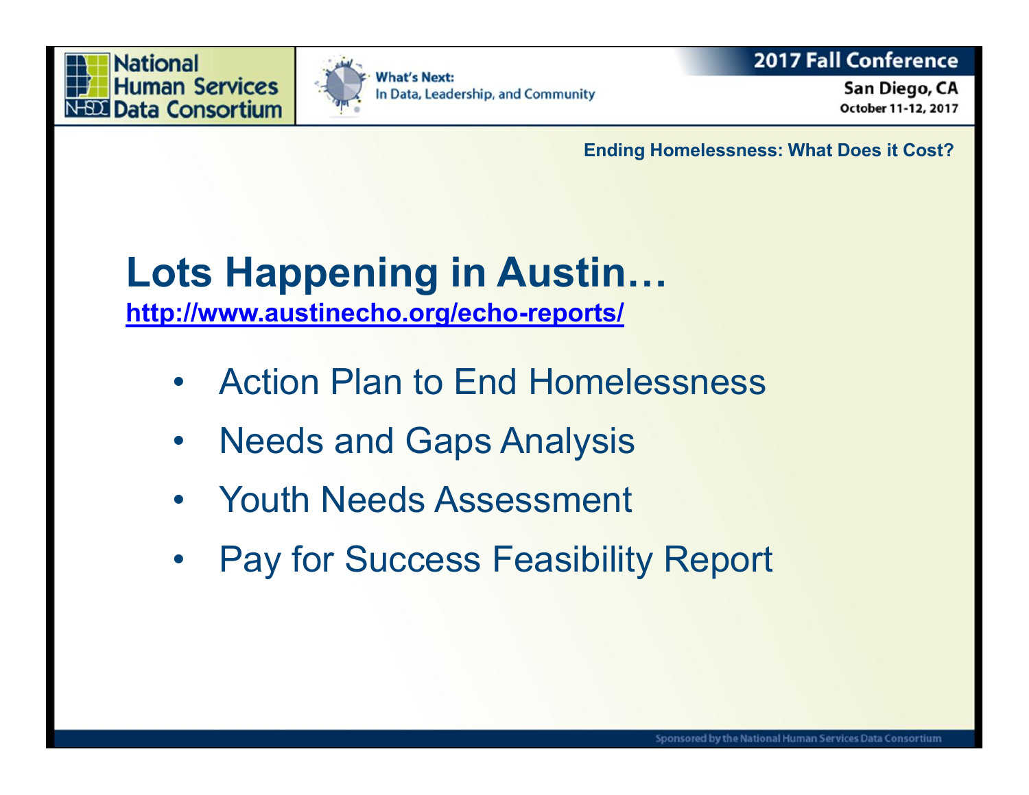# Lots Happening in Austin…

[http://www.austinecho.org/echo-reports/](http://www.austinecho.org/echo-reports/)

- Action Plan to End Homelessness
- Needs and Gaps Analysis
- Youth Needs Assessment
- Pay for Success Feasibility Report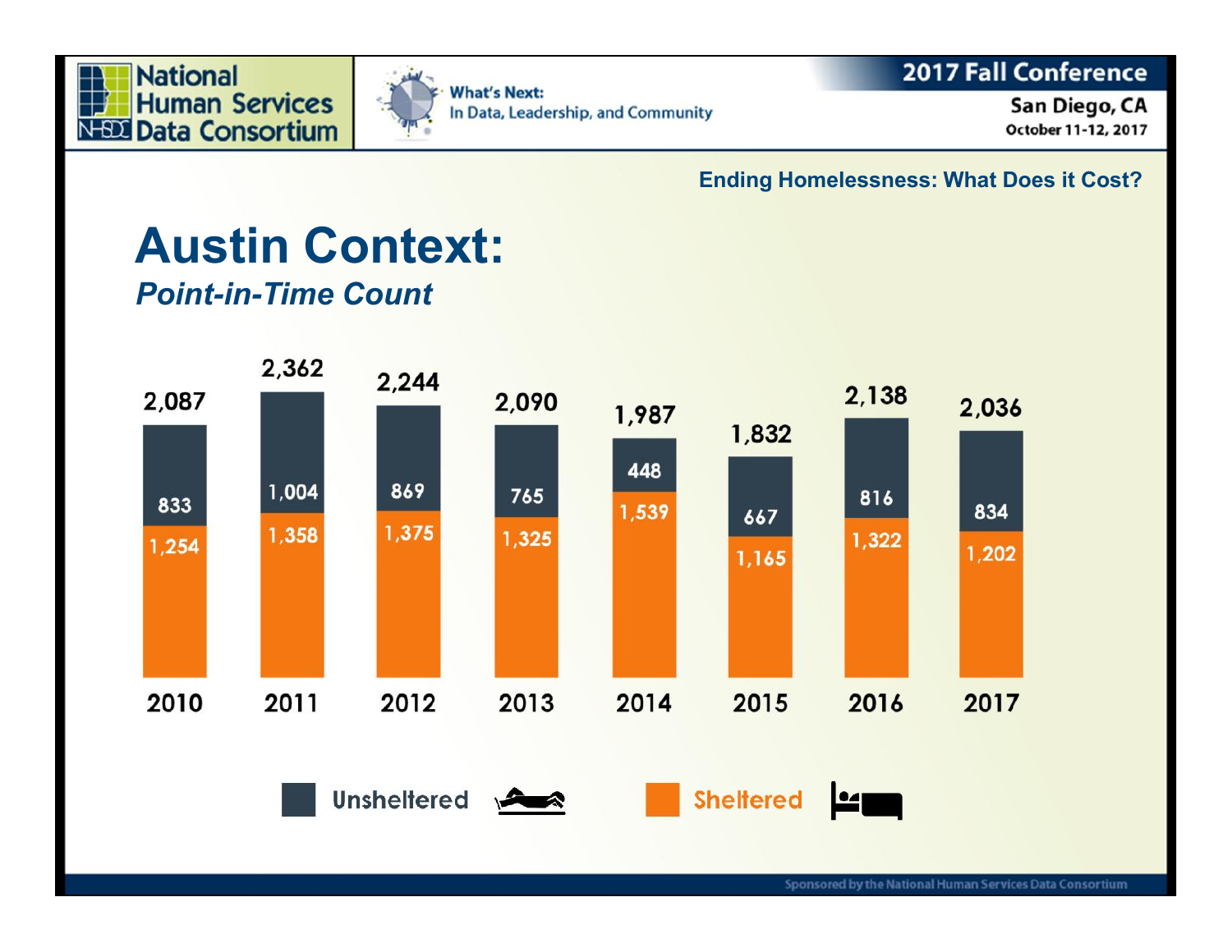Ending Homelessness: What Does it Cost?

# Austin Context:

*Point-in-Time Count*

| Year | Unsheltered | Sheltered | Total |
|---|---|---|---|
| 2010 | 833 | 1,254 | 2,087 |
| 2011 | 1,004 | 1,358 | 2,362 |
| 2012 | 869 | 1,375 | 2,244 |
| 2013 | 765 | 1,325 | 2,090 |
| 2014 | 448 | 1,539 | 1,987 |
| 2015 | 667 | 1,165 | 1,832 |
| 2016 | 816 | 1,322 | 2,138 |
| 2017 | 834 | 1,202 | 2,036 |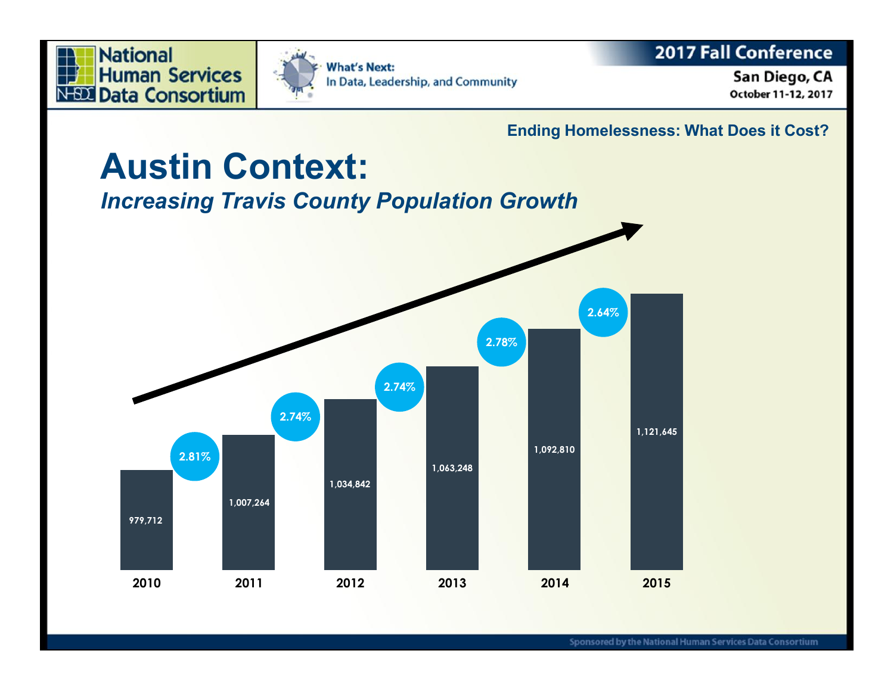Ending Homelessness: What Does it Cost?

# Austin Context:

*Increasing Travis County Population Growth*

| Year | Population | Growth from previous year |
|---|---|---|
| 2010 | 979,712 | |
| 2011 | 1,007,264 | 2.81% |
| 2012 | 1,034,842 | 2.74% |
| 2013 | 1,063,248 | 2.74% |
| 2014 | 1,092,810 | 2.78% |
| 2015 | 1,121,645 | 2.64% |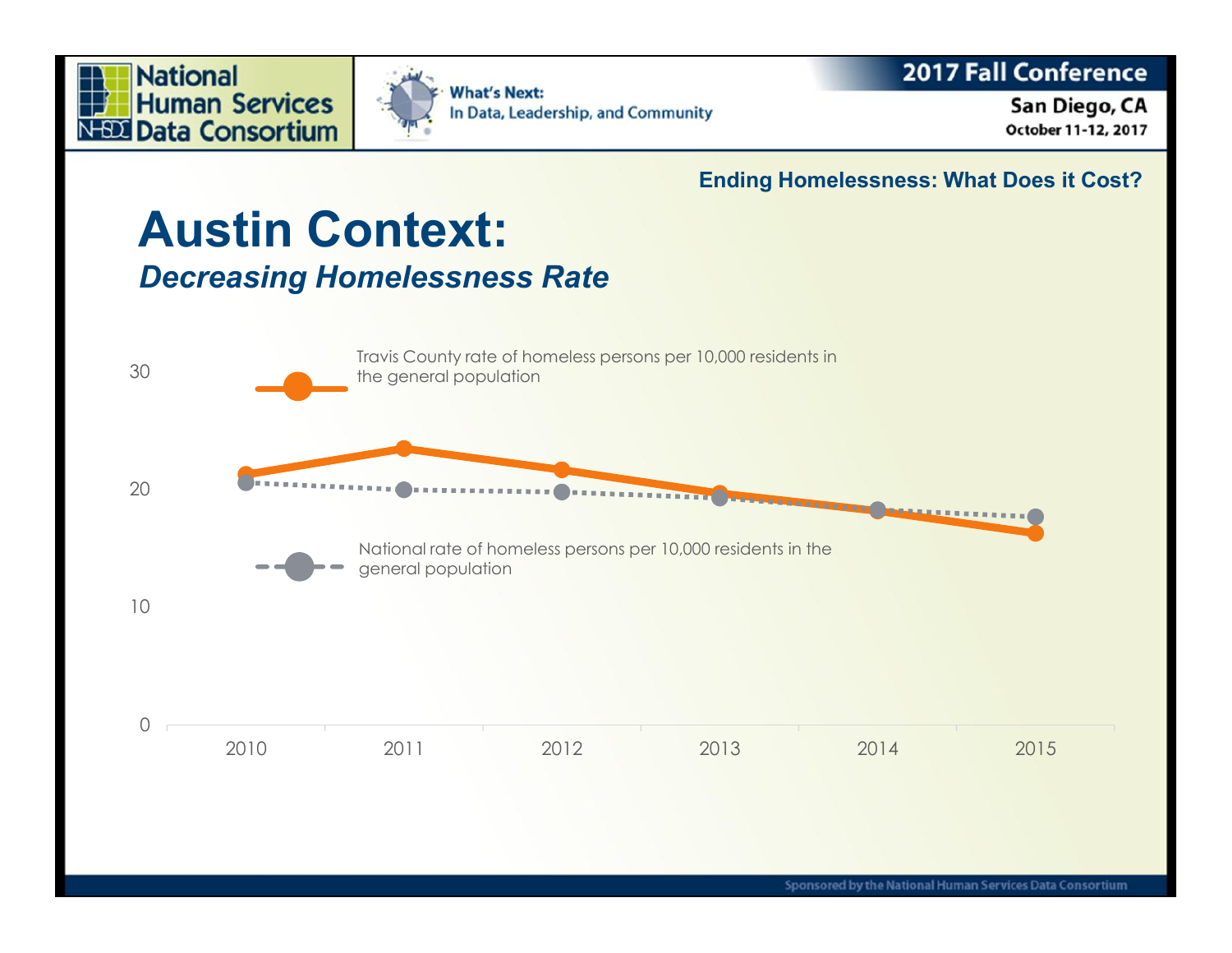Ending Homelessness: What Does it Cost?

# Austin Context:

## *Decreasing Homelessness Rate*

Travis County rate of homeless persons per 10,000 residents in the general population

National rate of homeless persons per 10,000 residents in the general population

30

20

10

0

2010 2011 2012 2013 2014 2015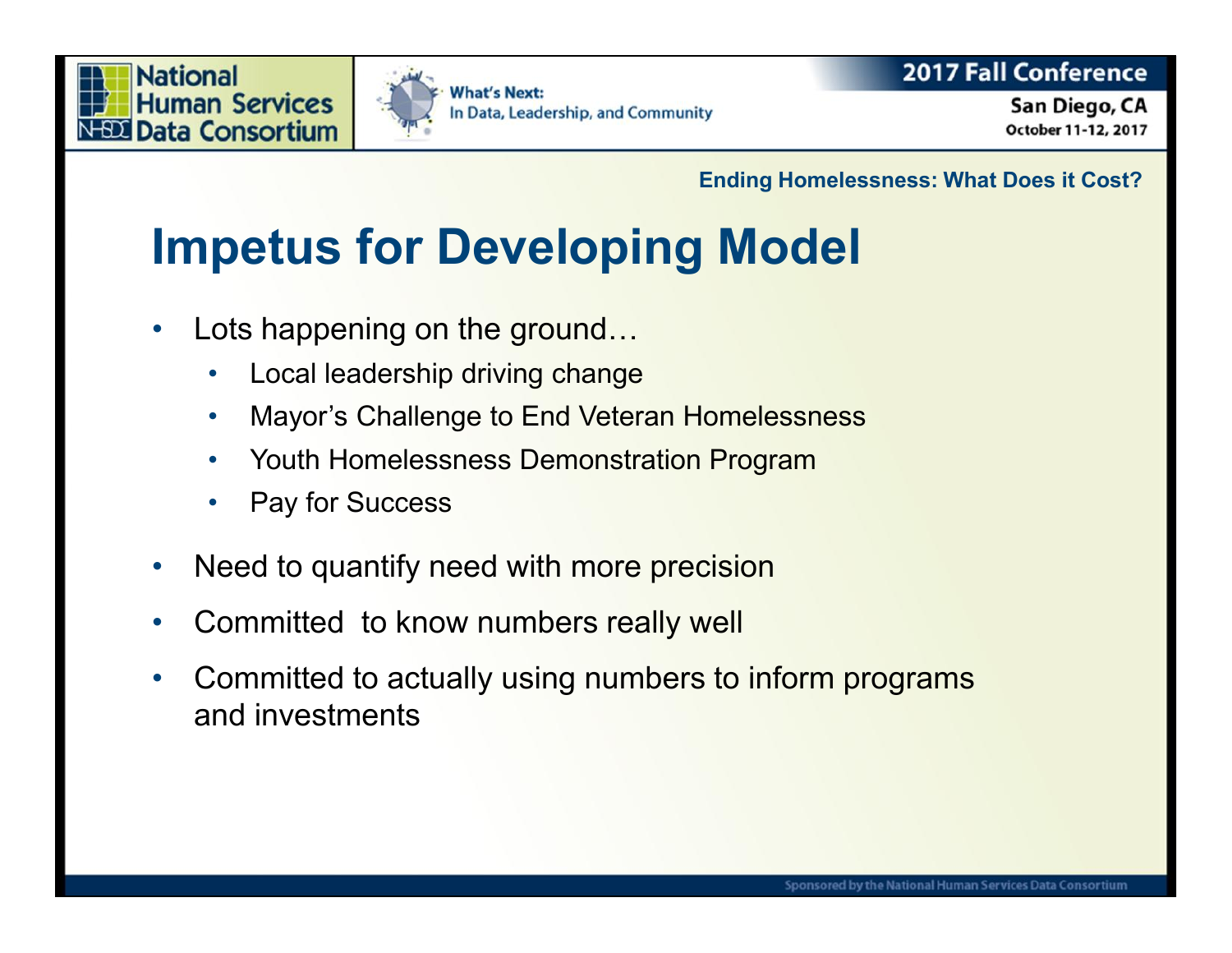Ending Homelessness: What Does it Cost?

# Impetus for Developing Model

- Lots happening on the ground…
  - Local leadership driving change
  - Mayor's Challenge to End Veteran Homelessness
  - Youth Homelessness Demonstration Program
  - Pay for Success
- Need to quantify need with more precision
- Committed  to know numbers really well
- Committed to actually using numbers to inform programs and investments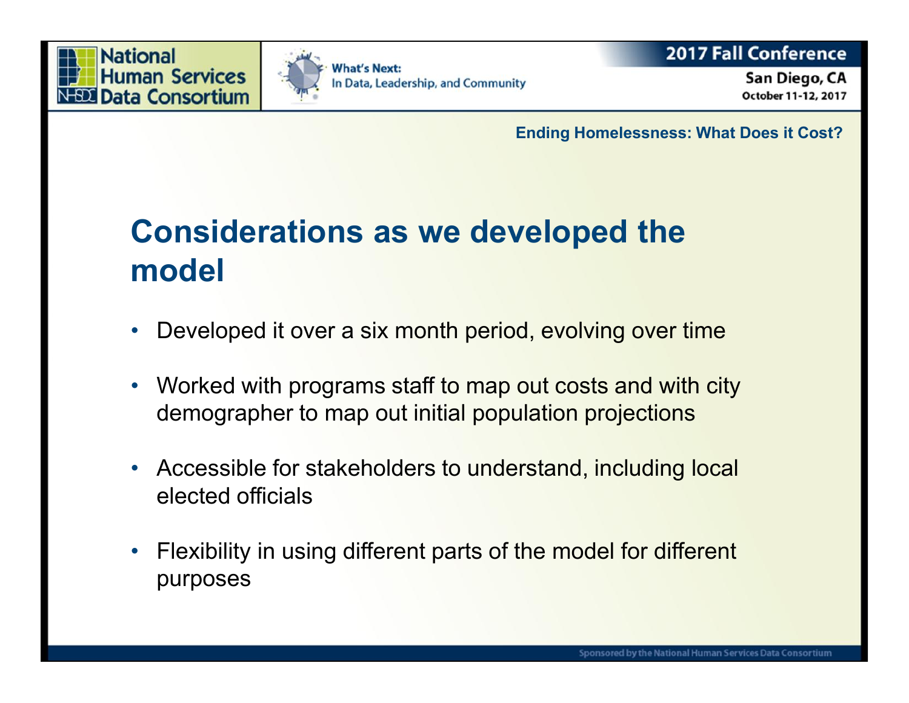# Considerations as we developed the model

- Developed it over a six month period, evolving over time
- Worked with programs staff to map out costs and with city demographer to map out initial population projections
- Accessible for stakeholders to understand, including local elected officials
- Flexibility in using different parts of the model for different purposes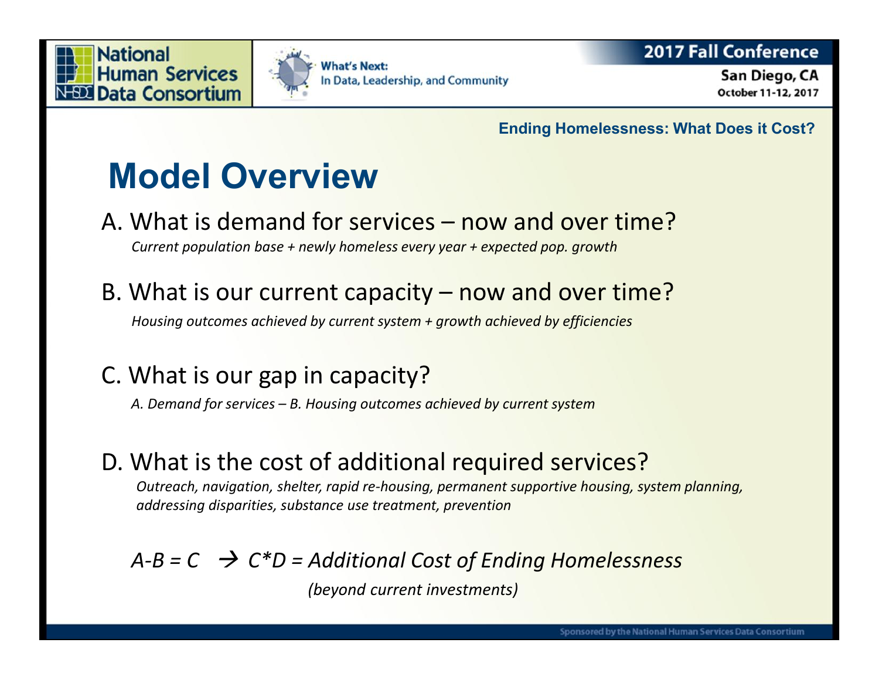# Model Overview

A. What is demand for services – now and over time?

*Current population base + newly homeless every year + expected pop. growth*

B. What is our current capacity – now and over time?

*Housing outcomes achieved by current system + growth achieved by efficiencies*

C. What is our gap in capacity?

*A. Demand for services – B. Housing outcomes achieved by current system*

D. What is the cost of additional required services?

*Outreach, navigation, shelter, rapid re-housing, permanent supportive housing, system planning, addressing disparities, substance use treatment, prevention*

*A-B = C → C*D = Additional Cost of Ending Homelessness*

*(beyond current investments)*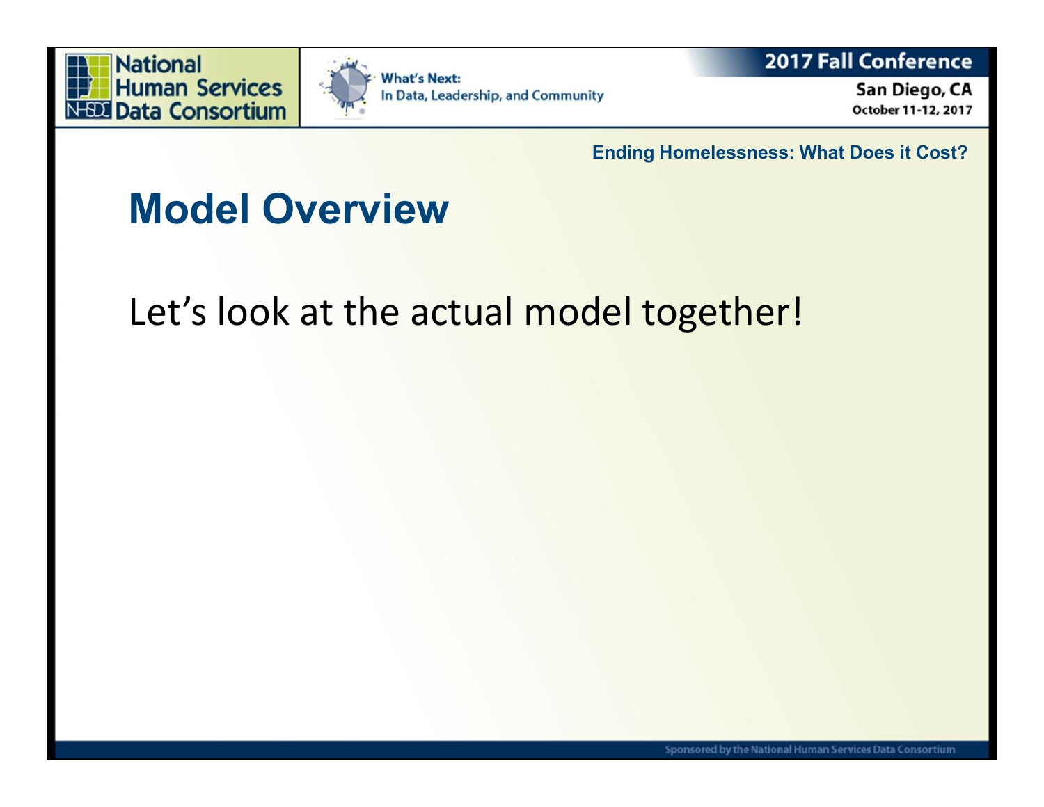## Model Overview

Let's look at the actual model together!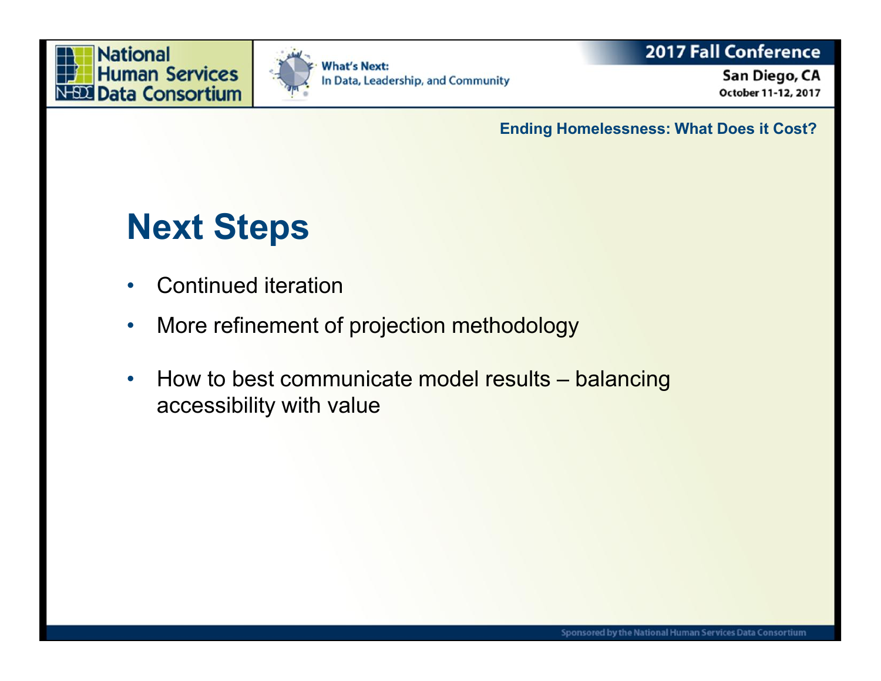## Next Steps

- Continued iteration
- More refinement of projection methodology
- How to best communicate model results – balancing accessibility with value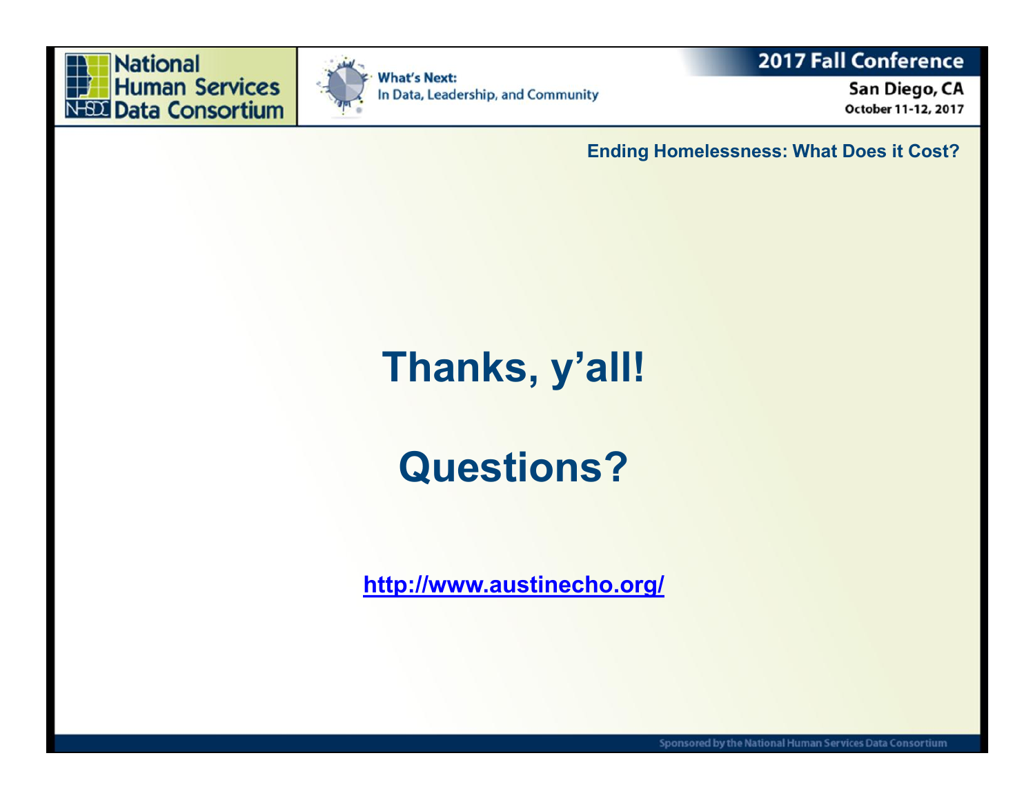# Thanks, y'all!

# Questions?

http://www.austinecho.org/